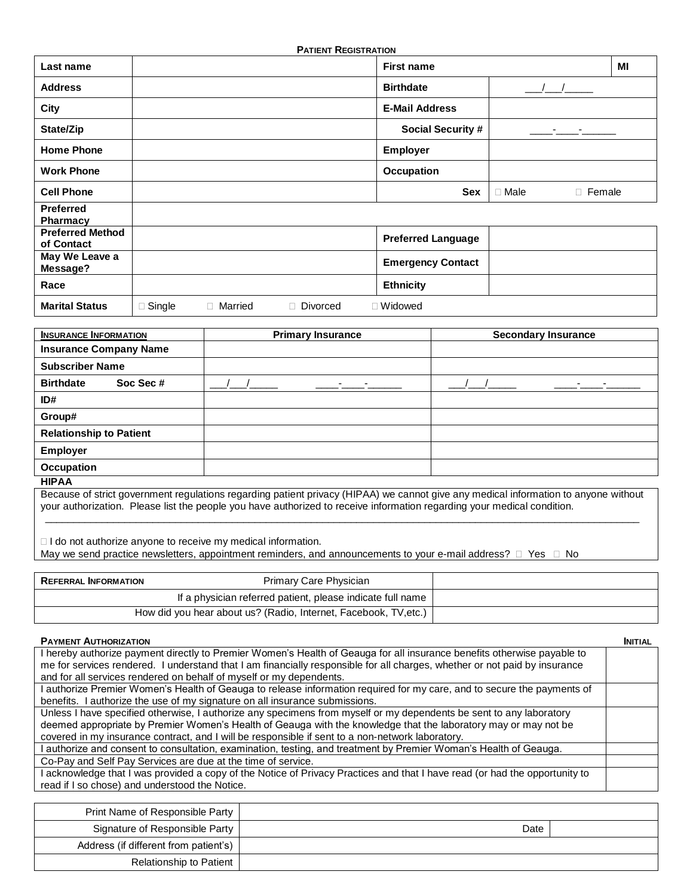## Patient Registration

| Last name | | First name | | MI |
|---|---|---|---|---|
| Address | | Birthdate | ___/___/_____ | |
| City | | E-Mail Address | | |
| State/Zip | | Social Security # | ____-____-______ | |
| Home Phone | | Employer | | |
| Work Phone | | Occupation | | |
| Cell Phone | | Sex | □ Male □ Female | |
| Preferred Pharmacy | | | | |
| Preferred Method of Contact | | Preferred Language | | |
| May We Leave a Message? | | Emergency Contact | | |
| Race | | Ethnicity | | |
| Marital Status | □ Single □ Married □ Divorced □ Widowed | | | |

| Insurance Information | Primary Insurance | Secondary Insurance |
|---|---|---|
| Insurance Company Name | | |
| Subscriber Name | | |
| Birthdate Soc Sec # | ___/___/_____ ____-____-______ | ___/___/_____ ____-____-______ |
| ID# | | |
| Group# | | |
| Relationship to Patient | | |
| Employer | | |
| Occupation | | |

**HIPAA**

Because of strict government regulations regarding patient privacy (HIPAA) we cannot give any medical information to anyone without your authorization. Please list the people you have authorized to receive information regarding your medical condition.

______________________________________________________________________________________________

□ I do not authorize anyone to receive my medical information.

May we send practice newsletters, appointment reminders, and announcements to your e-mail address? □ Yes □ No

| Referral Information | |
|---|---|
| Primary Care Physician | |
| If a physician referred patient, please indicate full name | |
| How did you hear about us? (Radio, Internet, Facebook, TV,etc.) | |

| Payment Authorization | Initial |
|---|---|
| I hereby authorize payment directly to Premier Women's Health of Geauga for all insurance benefits otherwise payable to me for services rendered. I understand that I am financially responsible for all charges, whether or not paid by insurance and for all services rendered on behalf of myself or my dependents. | |
| I authorize Premier Women's Health of Geauga to release information required for my care, and to secure the payments of benefits. I authorize the use of my signature on all insurance submissions. | |
| Unless I have specified otherwise, I authorize any specimens from myself or my dependents be sent to any laboratory deemed appropriate by Premier Women's Health of Geauga with the knowledge that the laboratory may or may not be covered in my insurance contract, and I will be responsible if sent to a non-network laboratory. | |
| I authorize and consent to consultation, examination, testing, and treatment by Premier Woman's Health of Geauga. | |
| Co-Pay and Self Pay Services are due at the time of service. | |
| I acknowledge that I was provided a copy of the Notice of Privacy Practices and that I have read (or had the opportunity to read if I so chose) and understood the Notice. | |

| Print Name of Responsible Party | | | |
|---|---|---|---|
| Signature of Responsible Party | | Date | |
| Address (if different from patient's) | | | |
| Relationship to Patient | | | |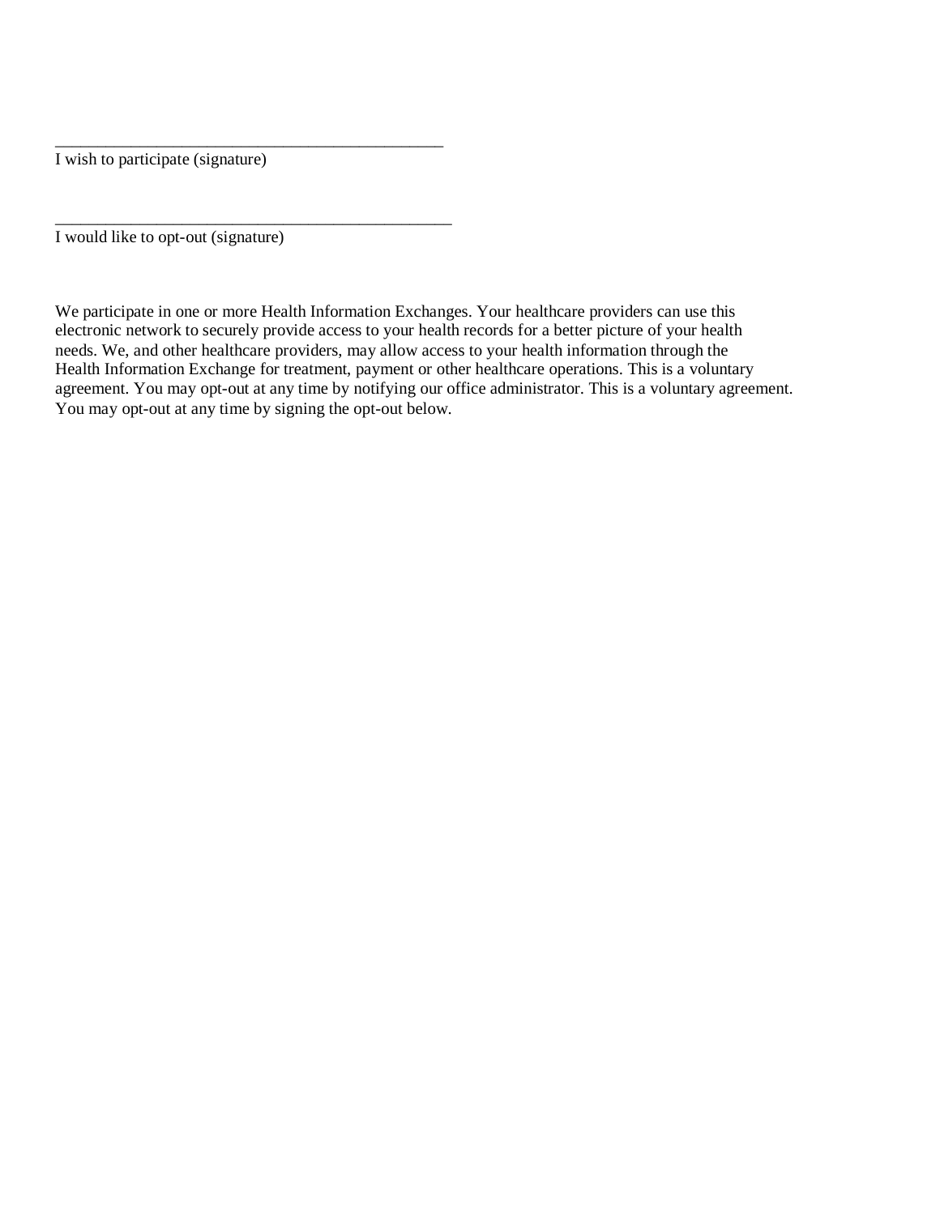\_\_\_\_\_\_\_\_\_\_\_\_\_\_\_\_\_\_\_\_\_\_\_\_\_\_\_\_\_\_\_\_\_\_\_\_\_\_\_\_\_\_\_\_\_\_\_\_

I wish to participate (signature)

\_\_\_\_\_\_\_\_\_\_\_\_\_\_\_\_\_\_\_\_\_\_\_\_\_\_\_\_\_\_\_\_\_\_\_\_\_\_\_\_\_\_\_\_\_\_\_\_

I would like to opt-out (signature)

We participate in one or more Health Information Exchanges. Your healthcare providers can use this electronic network to securely provide access to your health records for a better picture of your health needs. We, and other healthcare providers, may allow access to your health information through the Health Information Exchange for treatment, payment or other healthcare operations. This is a voluntary agreement. You may opt-out at any time by notifying our office administrator. This is a voluntary agreement. You may opt-out at any time by signing the opt-out below.